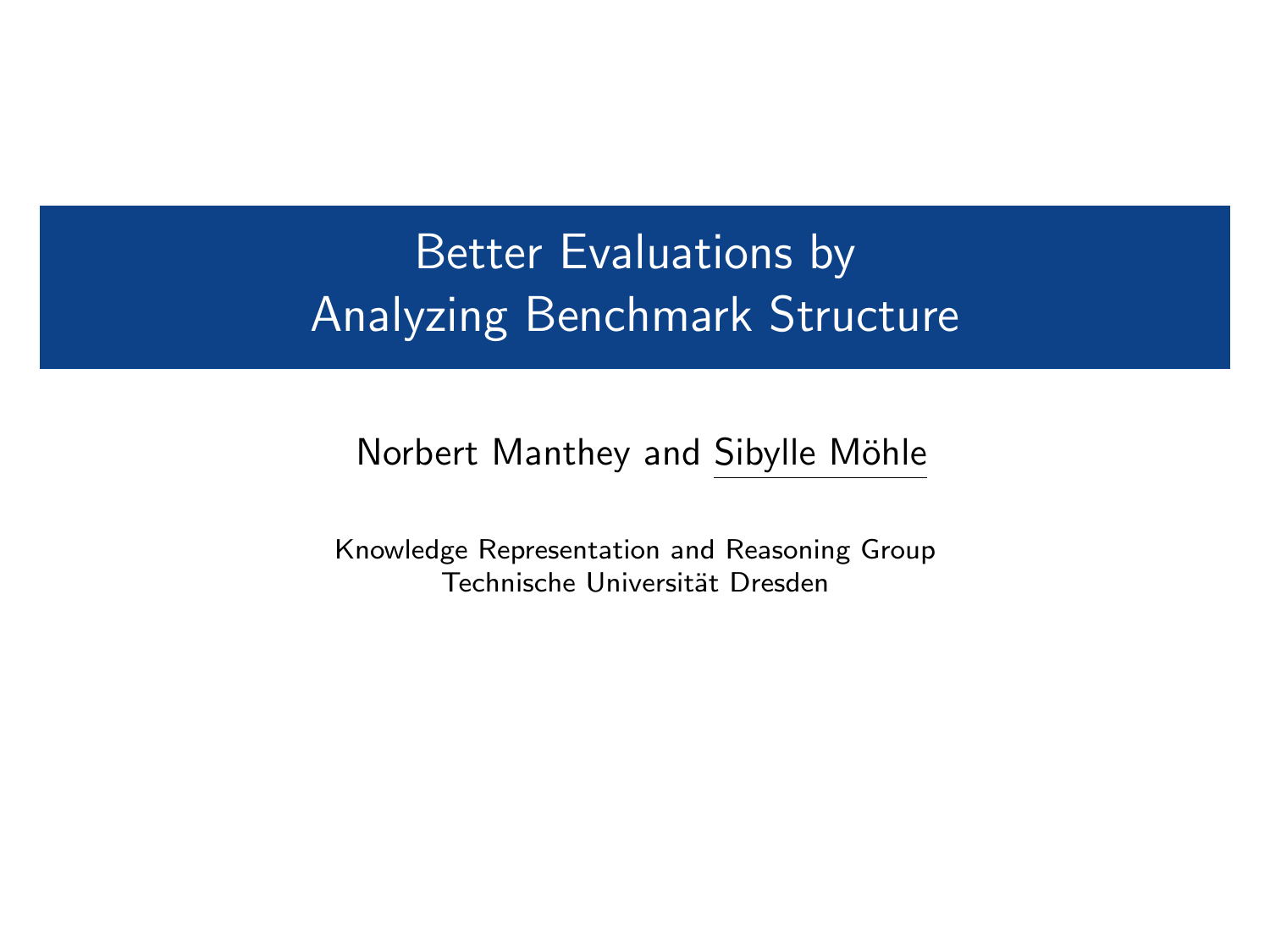# Better Evaluations by Analyzing Benchmark Structure

Norbert Manthey and Sibylle Möhle

Knowledge Representation and Reasoning Group
Technische Universität Dresden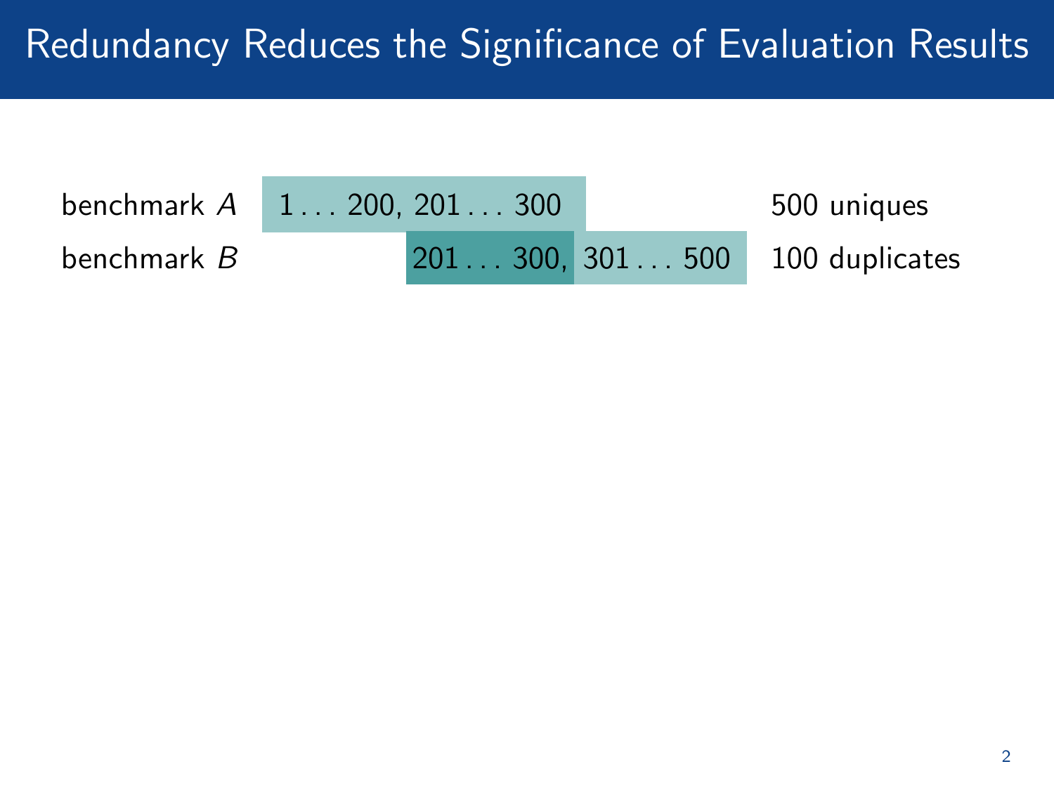# Redundancy Reduces the Significance of Evaluation Results

| | | |
|---|---|---|
| benchmark $A$ | $1 \ldots 200$, $201 \ldots 300$ | 500 uniques |
| benchmark $B$ | $201 \ldots 300$, $301 \ldots 500$ | 100 duplicates |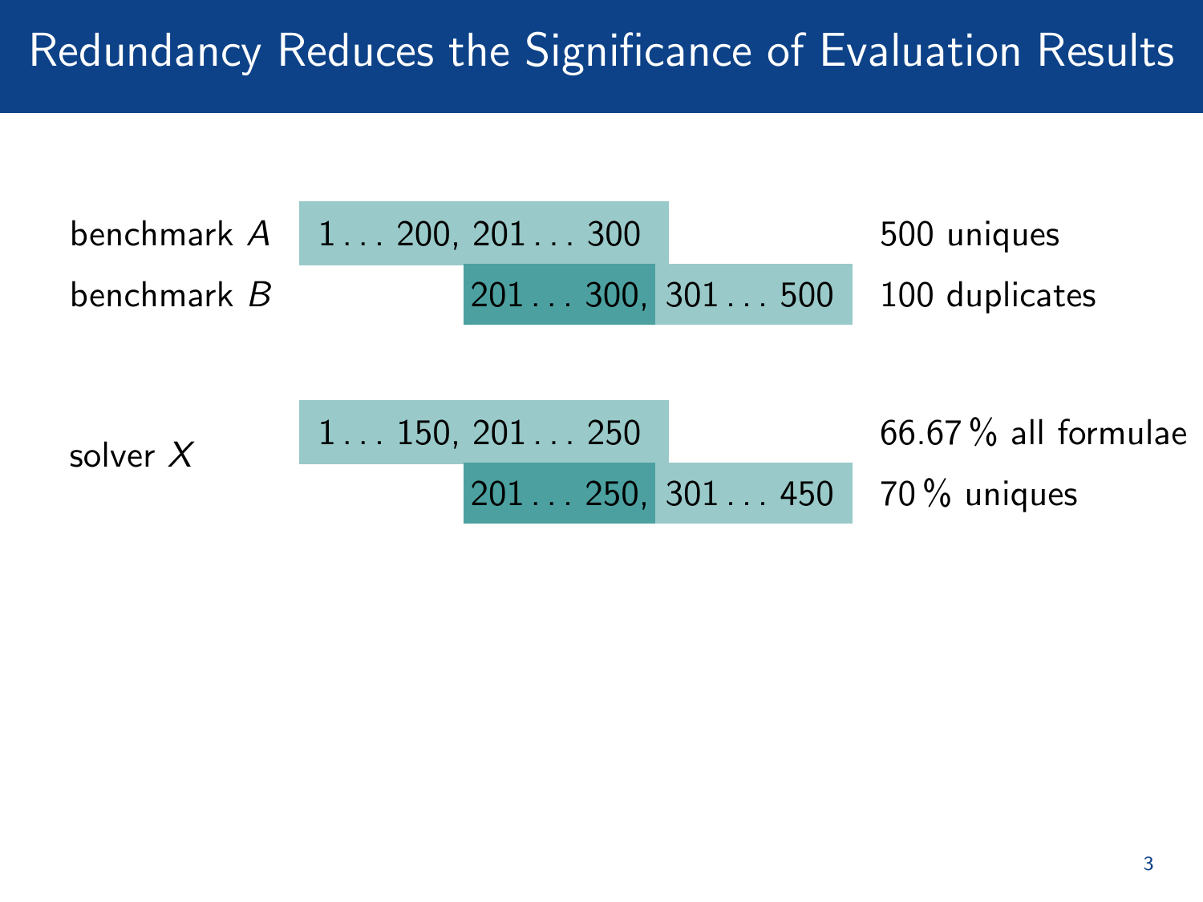# Redundancy Reduces the Significance of Evaluation Results

| | | |
|---|---|---|
| benchmark $A$ | 1 . . . 200, 201 . . . 300 | 500 uniques |
| benchmark $B$ | 201 . . . 300, 301 . . . 500 | 100 duplicates |

| | | |
|---|---|---|
| solver $X$ | 1 . . . 150, 201 . . . 250 | 66.67 % all formulae |
| | 201 . . . 250, 301 . . . 450 | 70 % uniques |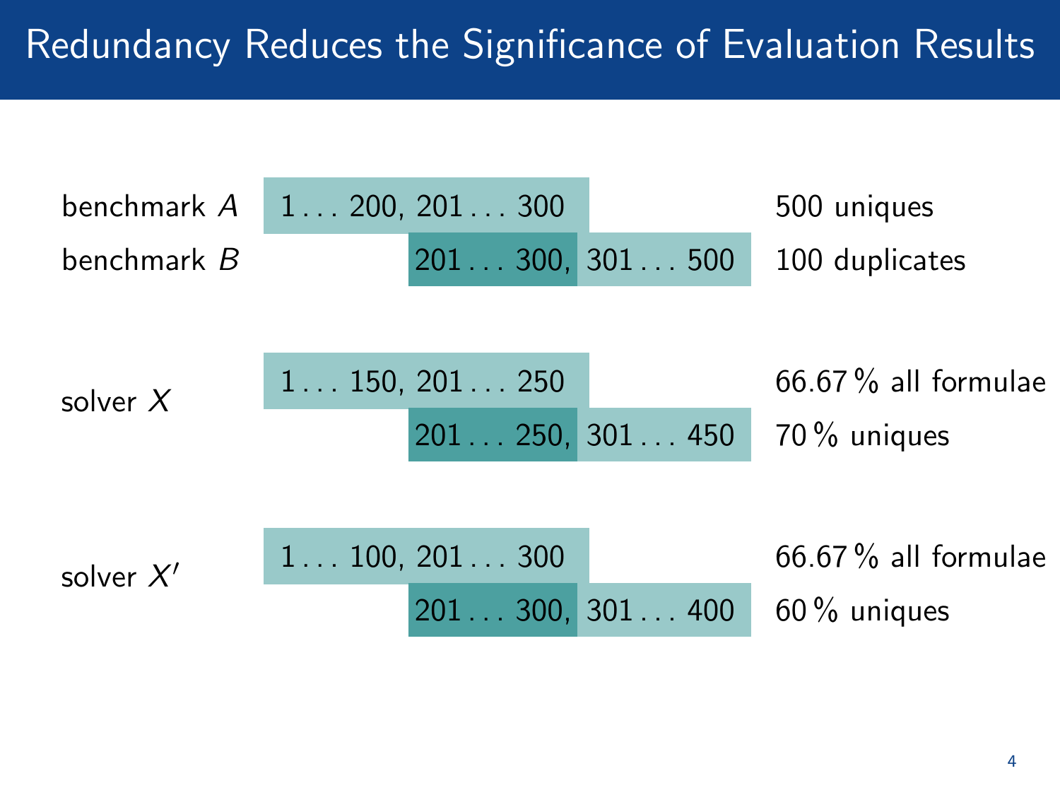# Redundancy Reduces the Significance of Evaluation Results

| | | | |
|---|---|---|---|
| benchmark $A$ | 1 ... 200, 201 ... 300 | | 500 uniques |
| benchmark $B$ | 201 ... 300, | 301 ... 500 | 100 duplicates |
| solver $X$ | 1 ... 150, 201 ... 250 | | 66.67 % all formulae |
| | 201 ... 250, | 301 ... 450 | 70 % uniques |
| solver $X'$ | 1 ... 100, 201 ... 300 | | 66.67 % all formulae |
| | 201 ... 300, | 301 ... 400 | 60 % uniques |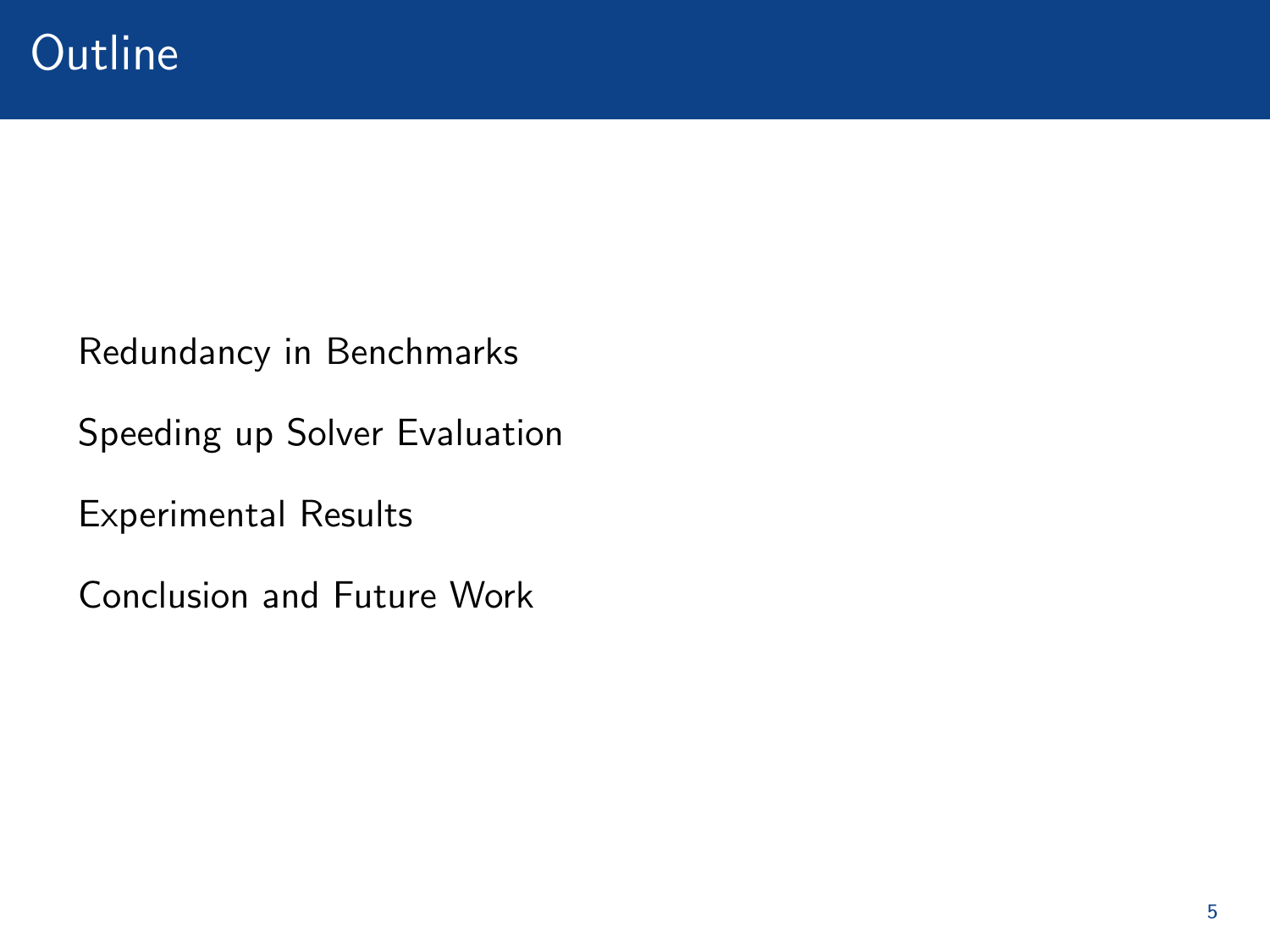# Outline

Redundancy in Benchmarks

Speeding up Solver Evaluation

Experimental Results

Conclusion and Future Work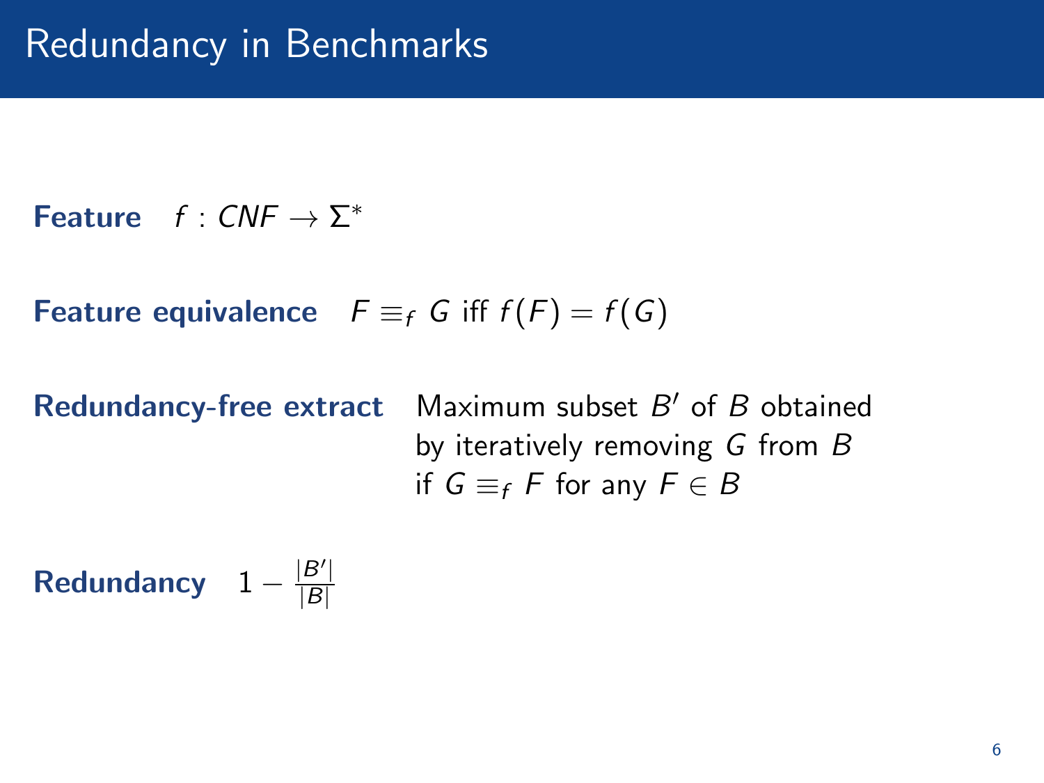# Redundancy in Benchmarks

**Feature** $f : CNF \rightarrow \Sigma^*$

**Feature equivalence** $F \equiv_f G$ iff $f(F) = f(G)$

**Redundancy-free extract** Maximum subset $B'$ of $B$ obtained by iteratively removing $G$ from $B$ if $G \equiv_f F$ for any $F \in B$

**Redundancy** $1 - \frac{|B'|}{|B|}$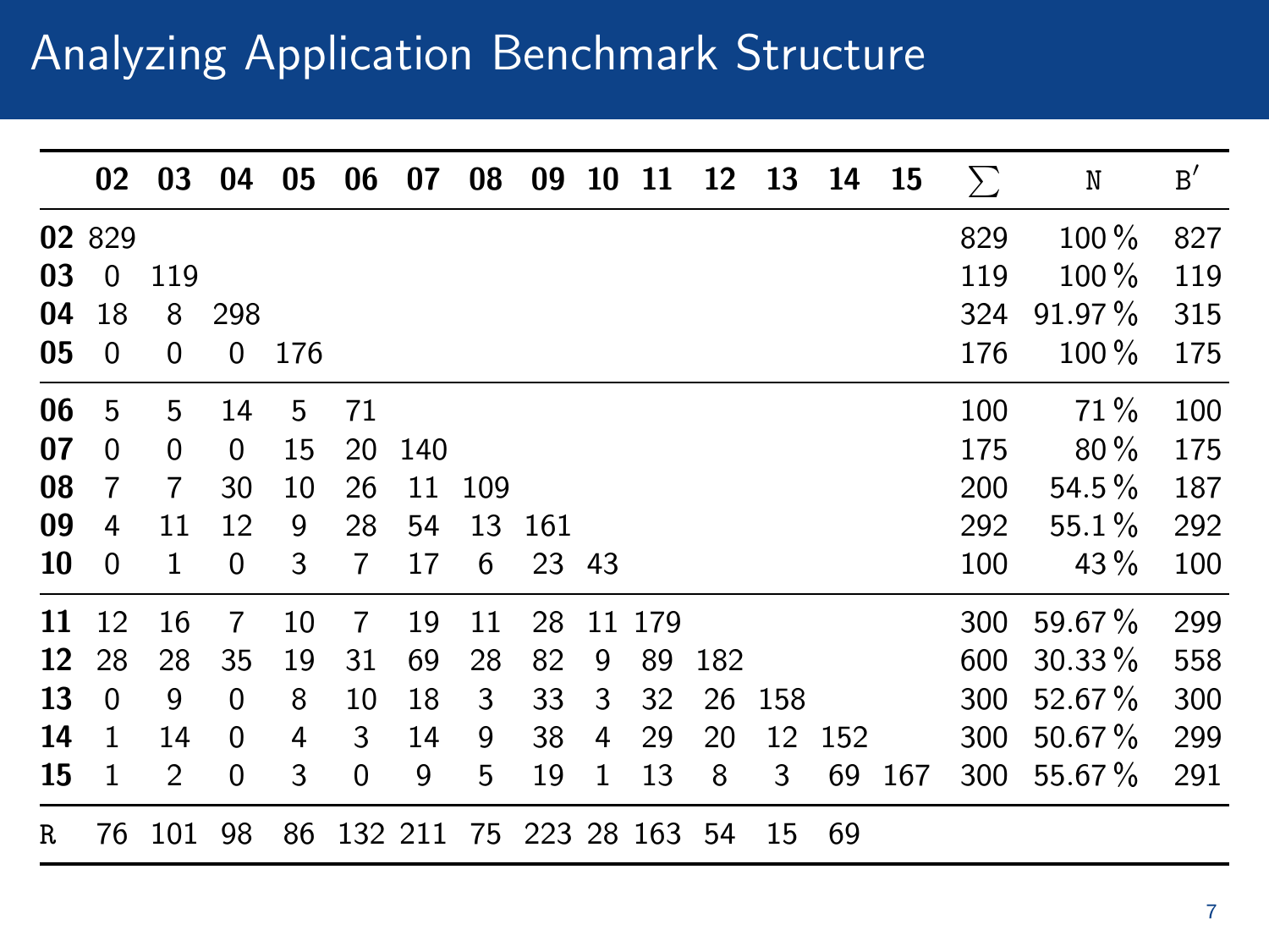# Analyzing Application Benchmark Structure

| | **02** | **03** | **04** | **05** | **06** | **07** | **08** | **09** | **10** | **11** | **12** | **13** | **14** | **15** | $\sum$ | N | B′ |
|---|---|---|---|---|---|---|---|---|---|---|---|---|---|---|---|---|---|
| **02** | 829 | | | | | | | | | | | | | | 829 | 100 % | 827 |
| **03** | 0 | 119 | | | | | | | | | | | | | 119 | 100 % | 119 |
| **04** | 18 | 8 | 298 | | | | | | | | | | | | 324 | 91.97 % | 315 |
| **05** | 0 | 0 | 0 | 176 | | | | | | | | | | | 176 | 100 % | 175 |
| **06** | 5 | 5 | 14 | 5 | 71 | | | | | | | | | | 100 | 71 % | 100 |
| **07** | 0 | 0 | 0 | 15 | 20 | 140 | | | | | | | | | 175 | 80 % | 175 |
| **08** | 7 | 7 | 30 | 10 | 26 | 11 | 109 | | | | | | | | 200 | 54.5 % | 187 |
| **09** | 4 | 11 | 12 | 9 | 28 | 54 | 13 | 161 | | | | | | | 292 | 55.1 % | 292 |
| **10** | 0 | 1 | 0 | 3 | 7 | 17 | 6 | 23 | 43 | | | | | | 100 | 43 % | 100 |
| **11** | 12 | 16 | 7 | 10 | 7 | 19 | 11 | 28 | 11 | 179 | | | | | 300 | 59.67 % | 299 |
| **12** | 28 | 28 | 35 | 19 | 31 | 69 | 28 | 82 | 9 | 89 | 182 | | | | 600 | 30.33 % | 558 |
| **13** | 0 | 9 | 0 | 8 | 10 | 18 | 3 | 33 | 3 | 32 | 26 | 158 | | | 300 | 52.67 % | 300 |
| **14** | 1 | 14 | 0 | 4 | 3 | 14 | 9 | 38 | 4 | 29 | 20 | 12 | 152 | | 300 | 50.67 % | 299 |
| **15** | 1 | 2 | 0 | 3 | 0 | 9 | 5 | 19 | 1 | 13 | 8 | 3 | 69 | 167 | 300 | 55.67 % | 291 |
| R | 76 | 101 | 98 | 86 | 132 | 211 | 75 | 223 | 28 | 163 | 54 | 15 | 69 | | | | |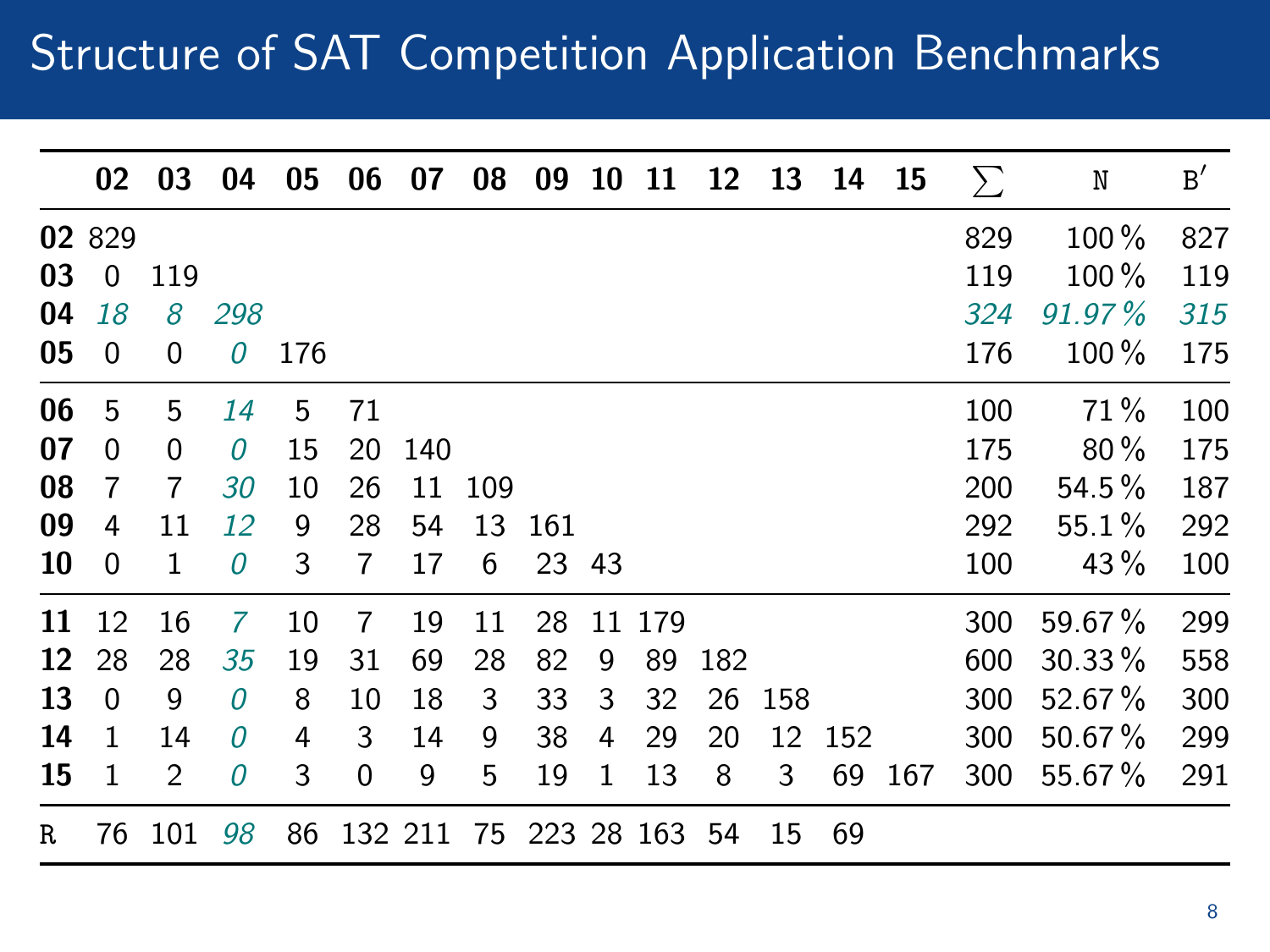# Structure of SAT Competition Application Benchmarks

| | 02 | 03 | 04 | 05 | 06 | 07 | 08 | 09 | 10 | 11 | 12 | 13 | 14 | 15 | $\sum$ | N | B′ |
|---|---|---|---|---|---|---|---|---|---|---|---|---|---|---|---|---|---|
| **02** | 829 | | | | | | | | | | | | | | 829 | 100 % | 827 |
| **03** | 0 | 119 | | | | | | | | | | | | | 119 | 100 % | 119 |
| **04** | *18* | *8* | *298* | | | | | | | | | | | | *324* | *91.97 %* | *315* |
| **05** | 0 | 0 | *0* | 176 | | | | | | | | | | | 176 | 100 % | 175 |
| **06** | 5 | 5 | *14* | 5 | 71 | | | | | | | | | | 100 | 71 % | 100 |
| **07** | 0 | 0 | *0* | 15 | 20 | 140 | | | | | | | | | 175 | 80 % | 175 |
| **08** | 7 | 7 | *30* | 10 | 26 | 11 | 109 | | | | | | | | 200 | 54.5 % | 187 |
| **09** | 4 | 11 | *12* | 9 | 28 | 54 | 13 | 161 | | | | | | | 292 | 55.1 % | 292 |
| **10** | 0 | 1 | *0* | 3 | 7 | 17 | 6 | 23 | 43 | | | | | | 100 | 43 % | 100 |
| **11** | 12 | 16 | *7* | 10 | 7 | 19 | 11 | 28 | 11 | 179 | | | | | 300 | 59.67 % | 299 |
| **12** | 28 | 28 | *35* | 19 | 31 | 69 | 28 | 82 | 9 | 89 | 182 | | | | 600 | 30.33 % | 558 |
| **13** | 0 | 9 | *0* | 8 | 10 | 18 | 3 | 33 | 3 | 32 | 26 | 158 | | | 300 | 52.67 % | 300 |
| **14** | 1 | 14 | *0* | 4 | 3 | 14 | 9 | 38 | 4 | 29 | 20 | 12 | 152 | | 300 | 50.67 % | 299 |
| **15** | 1 | 2 | *0* | 3 | 0 | 9 | 5 | 19 | 1 | 13 | 8 | 3 | 69 | 167 | 300 | 55.67 % | 291 |
| R | 76 | 101 | *98* | 86 | 132 | 211 | 75 | 223 | 28 | 163 | 54 | 15 | 69 | | | | |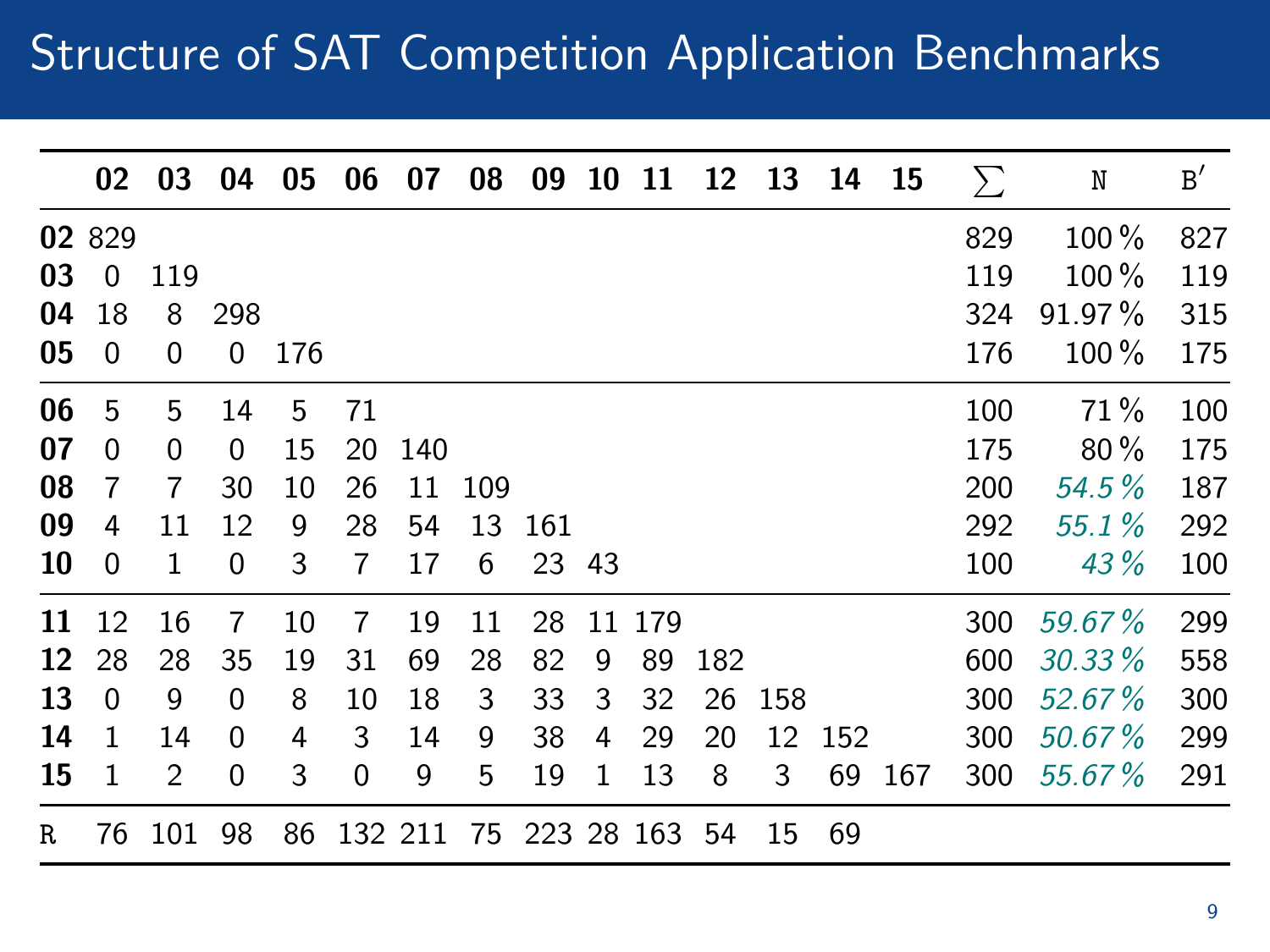# Structure of SAT Competition Application Benchmarks

| | 02 | 03 | 04 | 05 | 06 | 07 | 08 | 09 | 10 | 11 | 12 | 13 | 14 | 15 | $\sum$ | N | B′ |
|---|---|---|---|---|---|---|---|---|---|---|---|---|---|---|---|---|---|
| **02** | 829 | | | | | | | | | | | | | | 829 | 100 % | 827 |
| **03** | 0 | 119 | | | | | | | | | | | | | 119 | 100 % | 119 |
| **04** | 18 | 8 | 298 | | | | | | | | | | | | 324 | 91.97 % | 315 |
| **05** | 0 | 0 | 0 | 176 | | | | | | | | | | | 176 | 100 % | 175 |
| **06** | 5 | 5 | 14 | 5 | 71 | | | | | | | | | | 100 | 71 % | 100 |
| **07** | 0 | 0 | 0 | 15 | 20 | 140 | | | | | | | | | 175 | 80 % | 175 |
| **08** | 7 | 7 | 30 | 10 | 26 | 11 | 109 | | | | | | | | 200 | *54.5 %* | 187 |
| **09** | 4 | 11 | 12 | 9 | 28 | 54 | 13 | 161 | | | | | | | 292 | *55.1 %* | 292 |
| **10** | 0 | 1 | 0 | 3 | 7 | 17 | 6 | 23 | 43 | | | | | | 100 | *43 %* | 100 |
| **11** | 12 | 16 | 7 | 10 | 7 | 19 | 11 | 28 | 11 | 179 | | | | | 300 | *59.67 %* | 299 |
| **12** | 28 | 28 | 35 | 19 | 31 | 69 | 28 | 82 | 9 | 89 | 182 | | | | 600 | *30.33 %* | 558 |
| **13** | 0 | 9 | 0 | 8 | 10 | 18 | 3 | 33 | 3 | 32 | 26 | 158 | | | 300 | *52.67 %* | 300 |
| **14** | 1 | 14 | 0 | 4 | 3 | 14 | 9 | 38 | 4 | 29 | 20 | 12 | 152 | | 300 | *50.67 %* | 299 |
| **15** | 1 | 2 | 0 | 3 | 0 | 9 | 5 | 19 | 1 | 13 | 8 | 3 | 69 | 167 | 300 | *55.67 %* | 291 |
| R | 76 | 101 | 98 | 86 | 132 | 211 | 75 | 223 | 28 | 163 | 54 | 15 | 69 | | | | |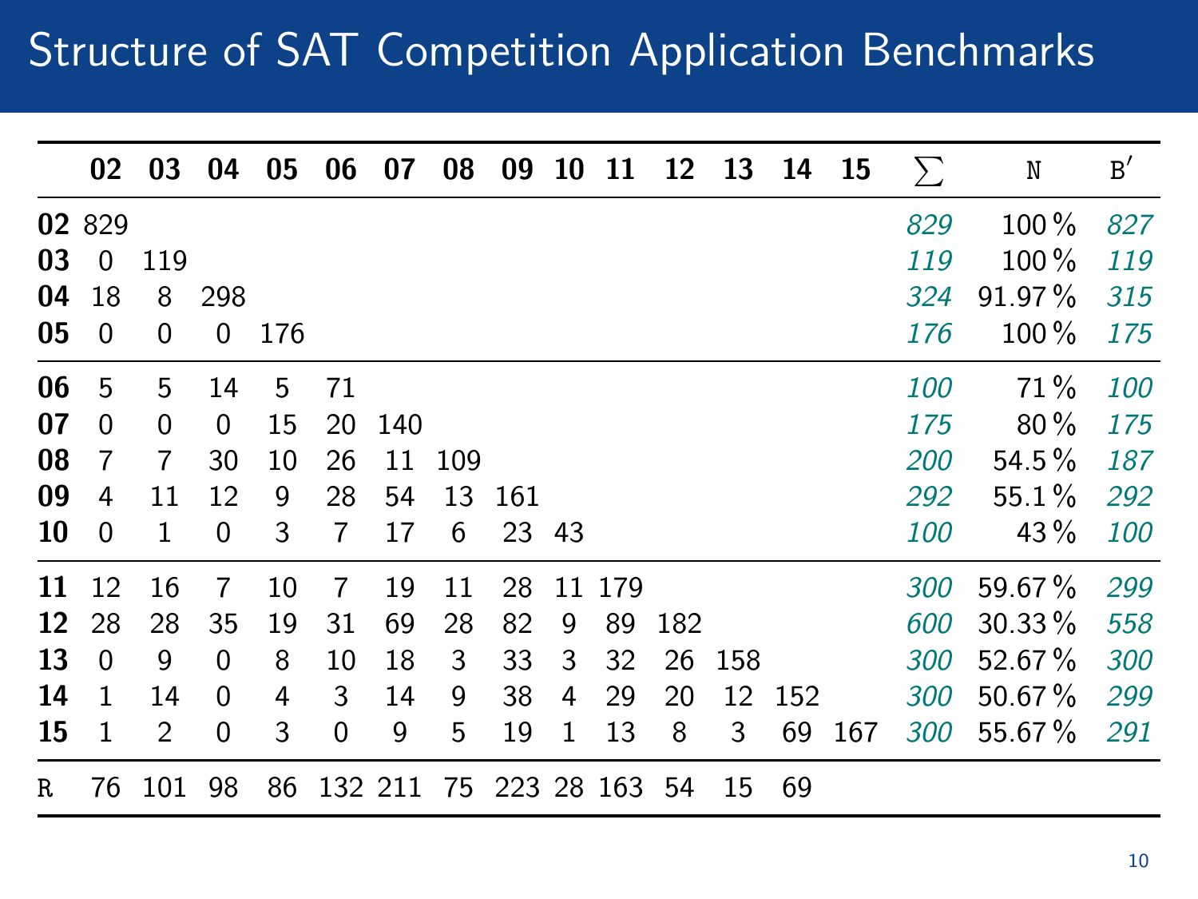# Structure of SAT Competition Application Benchmarks

| | 02 | 03 | 04 | 05 | 06 | 07 | 08 | 09 | 10 | 11 | 12 | 13 | 14 | 15 | $\sum$ | N | B′ |
|---|---|---|---|---|---|---|---|---|---|---|---|---|---|---|---|---|---|
| **02** | 829 | | | | | | | | | | | | | | *829* | 100 % | *827* |
| **03** | 0 | 119 | | | | | | | | | | | | | *119* | 100 % | *119* |
| **04** | 18 | 8 | 298 | | | | | | | | | | | | *324* | 91.97 % | *315* |
| **05** | 0 | 0 | 0 | 176 | | | | | | | | | | | *176* | 100 % | *175* |
| **06** | 5 | 5 | 14 | 5 | 71 | | | | | | | | | | *100* | 71 % | *100* |
| **07** | 0 | 0 | 0 | 15 | 20 | 140 | | | | | | | | | *175* | 80 % | *175* |
| **08** | 7 | 7 | 30 | 10 | 26 | 11 | 109 | | | | | | | | *200* | 54.5 % | *187* |
| **09** | 4 | 11 | 12 | 9 | 28 | 54 | 13 | 161 | | | | | | | *292* | 55.1 % | *292* |
| **10** | 0 | 1 | 0 | 3 | 7 | 17 | 6 | 23 | 43 | | | | | | *100* | 43 % | *100* |
| **11** | 12 | 16 | 7 | 10 | 7 | 19 | 11 | 28 | 11 | 179 | | | | | *300* | 59.67 % | *299* |
| **12** | 28 | 28 | 35 | 19 | 31 | 69 | 28 | 82 | 9 | 89 | 182 | | | | *600* | 30.33 % | *558* |
| **13** | 0 | 9 | 0 | 8 | 10 | 18 | 3 | 33 | 3 | 32 | 26 | 158 | | | *300* | 52.67 % | *300* |
| **14** | 1 | 14 | 0 | 4 | 3 | 14 | 9 | 38 | 4 | 29 | 20 | 12 | 152 | | *300* | 50.67 % | *299* |
| **15** | 1 | 2 | 0 | 3 | 0 | 9 | 5 | 19 | 1 | 13 | 8 | 3 | 69 | 167 | *300* | 55.67 % | *291* |
| R | 76 | 101 | 98 | 86 | 132 | 211 | 75 | 223 | 28 | 163 | 54 | 15 | 69 | | | | |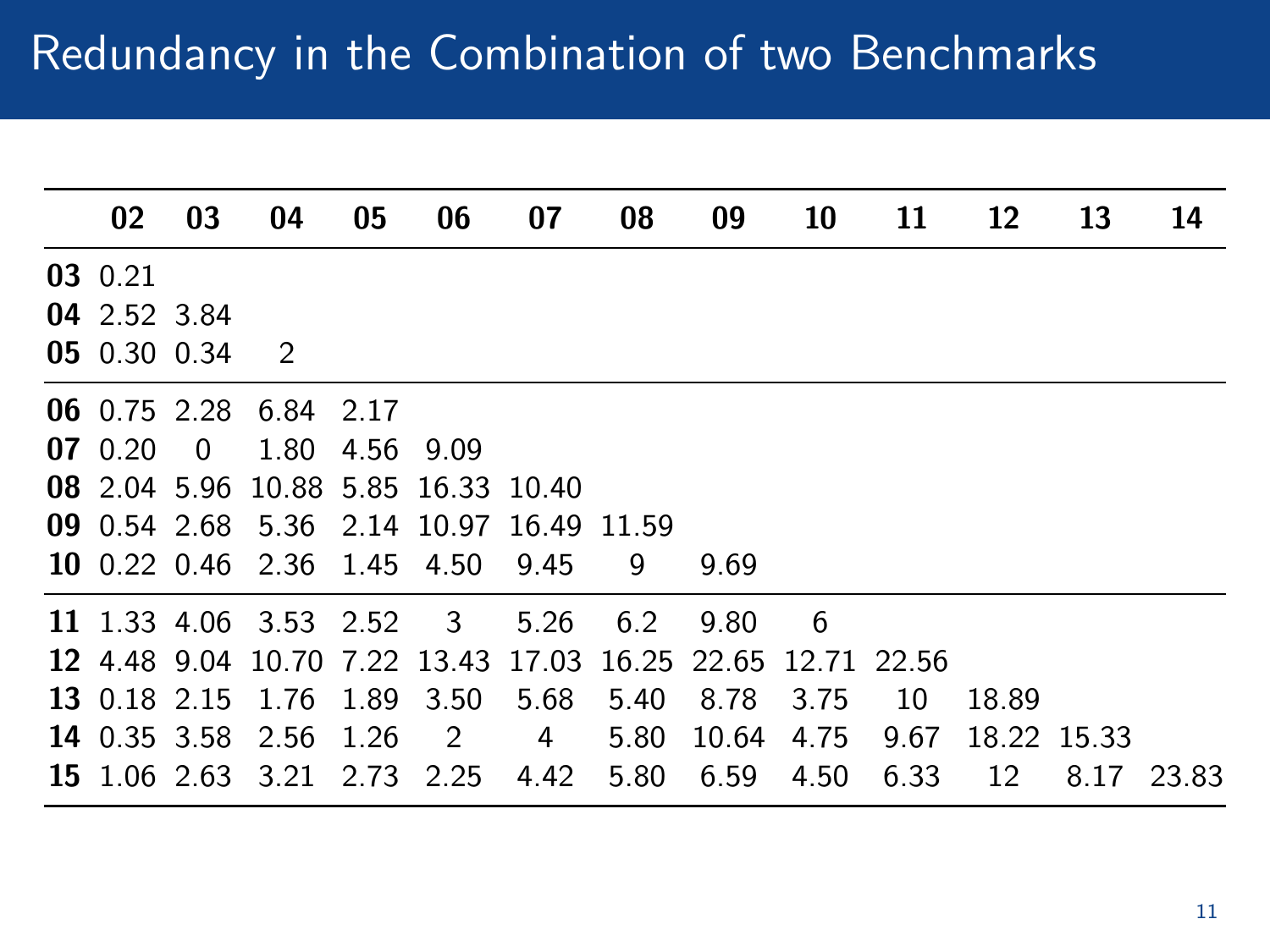# Redundancy in the Combination of two Benchmarks

| | **02** | **03** | **04** | **05** | **06** | **07** | **08** | **09** | **10** | **11** | **12** | **13** | **14** |
|---|---|---|---|---|---|---|---|---|---|---|---|---|---|
| **03** | 0.21 | | | | | | | | | | | | |
| **04** | 2.52 | 3.84 | | | | | | | | | | | |
| **05** | 0.30 | 0.34 | 2 | | | | | | | | | | |
| **06** | 0.75 | 2.28 | 6.84 | 2.17 | | | | | | | | | |
| **07** | 0.20 | 0 | 1.80 | 4.56 | 9.09 | | | | | | | | |
| **08** | 2.04 | 5.96 | 10.88 | 5.85 | 16.33 | 10.40 | | | | | | | |
| **09** | 0.54 | 2.68 | 5.36 | 2.14 | 10.97 | 16.49 | 11.59 | | | | | | |
| **10** | 0.22 | 0.46 | 2.36 | 1.45 | 4.50 | 9.45 | 9 | 9.69 | | | | | |
| **11** | 1.33 | 4.06 | 3.53 | 2.52 | 3 | 5.26 | 6.2 | 9.80 | 6 | | | | |
| **12** | 4.48 | 9.04 | 10.70 | 7.22 | 13.43 | 17.03 | 16.25 | 22.65 | 12.71 | 22.56 | | | |
| **13** | 0.18 | 2.15 | 1.76 | 1.89 | 3.50 | 5.68 | 5.40 | 8.78 | 3.75 | 10 | 18.89 | | |
| **14** | 0.35 | 3.58 | 2.56 | 1.26 | 2 | 4 | 5.80 | 10.64 | 4.75 | 9.67 | 18.22 | 15.33 | |
| **15** | 1.06 | 2.63 | 3.21 | 2.73 | 2.25 | 4.42 | 5.80 | 6.59 | 4.50 | 6.33 | 12 | 8.17 | 23.83 |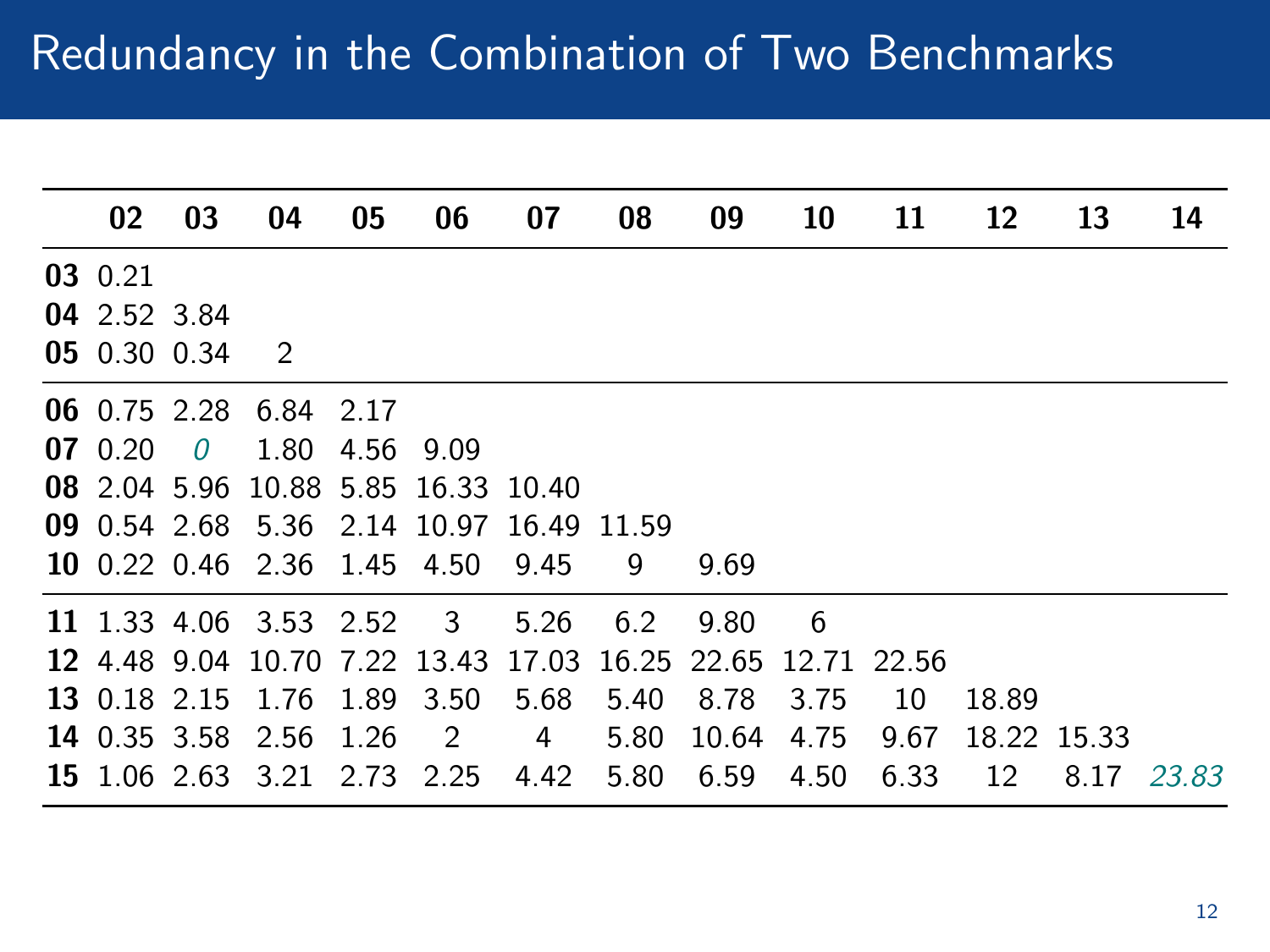# Redundancy in the Combination of Two Benchmarks

| | **02** | **03** | **04** | **05** | **06** | **07** | **08** | **09** | **10** | **11** | **12** | **13** | **14** |
|---|---|---|---|---|---|---|---|---|---|---|---|---|---|
| **03** | 0.21 | | | | | | | | | | | | |
| **04** | 2.52 | 3.84 | | | | | | | | | | | |
| **05** | 0.30 | 0.34 | 2 | | | | | | | | | | |
| **06** | 0.75 | 2.28 | 6.84 | 2.17 | | | | | | | | | |
| **07** | 0.20 | *0* | 1.80 | 4.56 | 9.09 | | | | | | | | |
| **08** | 2.04 | 5.96 | 10.88 | 5.85 | 16.33 | 10.40 | | | | | | | |
| **09** | 0.54 | 2.68 | 5.36 | 2.14 | 10.97 | 16.49 | 11.59 | | | | | | |
| **10** | 0.22 | 0.46 | 2.36 | 1.45 | 4.50 | 9.45 | 9 | 9.69 | | | | | |
| **11** | 1.33 | 4.06 | 3.53 | 2.52 | 3 | 5.26 | 6.2 | 9.80 | 6 | | | | |
| **12** | 4.48 | 9.04 | 10.70 | 7.22 | 13.43 | 17.03 | 16.25 | 22.65 | 12.71 | 22.56 | | | |
| **13** | 0.18 | 2.15 | 1.76 | 1.89 | 3.50 | 5.68 | 5.40 | 8.78 | 3.75 | 10 | 18.89 | | |
| **14** | 0.35 | 3.58 | 2.56 | 1.26 | 2 | 4 | 5.80 | 10.64 | 4.75 | 9.67 | 18.22 | 15.33 | |
| **15** | 1.06 | 2.63 | 3.21 | 2.73 | 2.25 | 4.42 | 5.80 | 6.59 | 4.50 | 6.33 | 12 | 8.17 | *23.83* |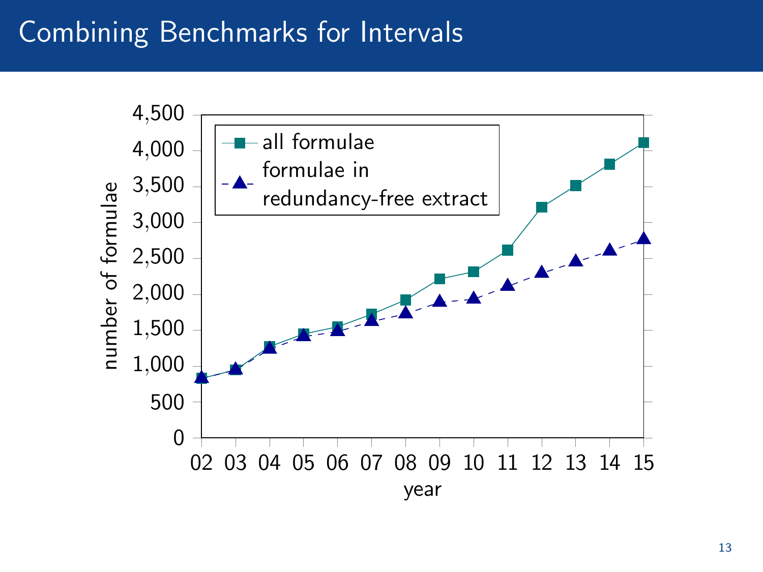# Combining Benchmarks for Intervals

| year | all formulae | formulae in redundancy-free extract |
|---|---|---|
| 02 | ~830 | ~830 |
| 03 | ~940 | ~950 |
| 04 | ~1,270 | ~1,250 |
| 05 | ~1,440 | ~1,420 |
| 06 | ~1,540 | ~1,490 |
| 07 | ~1,720 | ~1,640 |
| 08 | ~1,920 | ~1,740 |
| 09 | ~2,210 | ~1,900 |
| 10 | ~2,310 | ~1,940 |
| 11 | ~2,610 | ~2,120 |
| 12 | ~3,210 | ~2,300 |
| 13 | ~3,510 | ~2,460 |
| 14 | ~3,810 | ~2,620 |
| 15 | ~4,110 | ~2,780 |

(Values estimated from a line chart with y-axis "number of formulae", 0–4,500, and x-axis "year", 02–15.)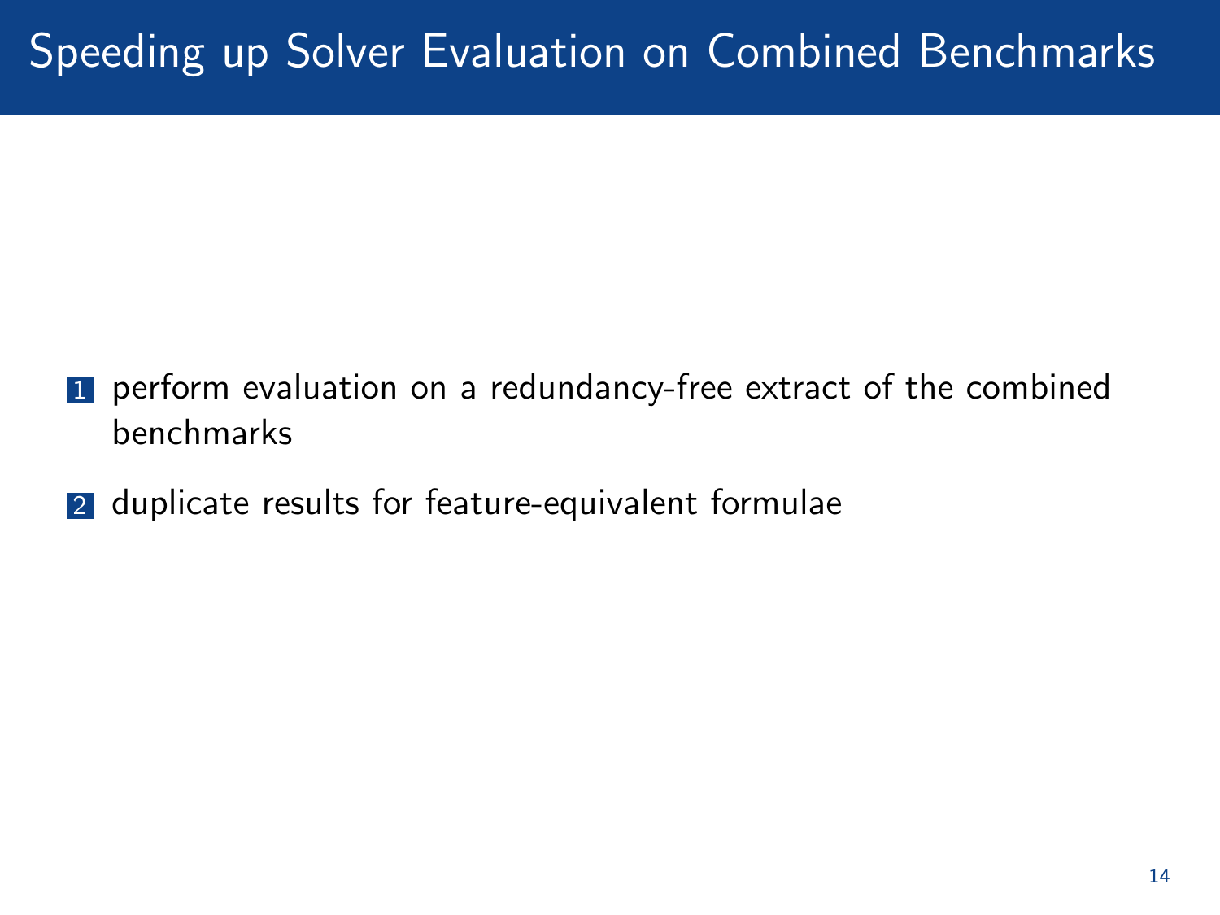# Speeding up Solver Evaluation on Combined Benchmarks

1. perform evaluation on a redundancy-free extract of the combined benchmarks
2. duplicate results for feature-equivalent formulae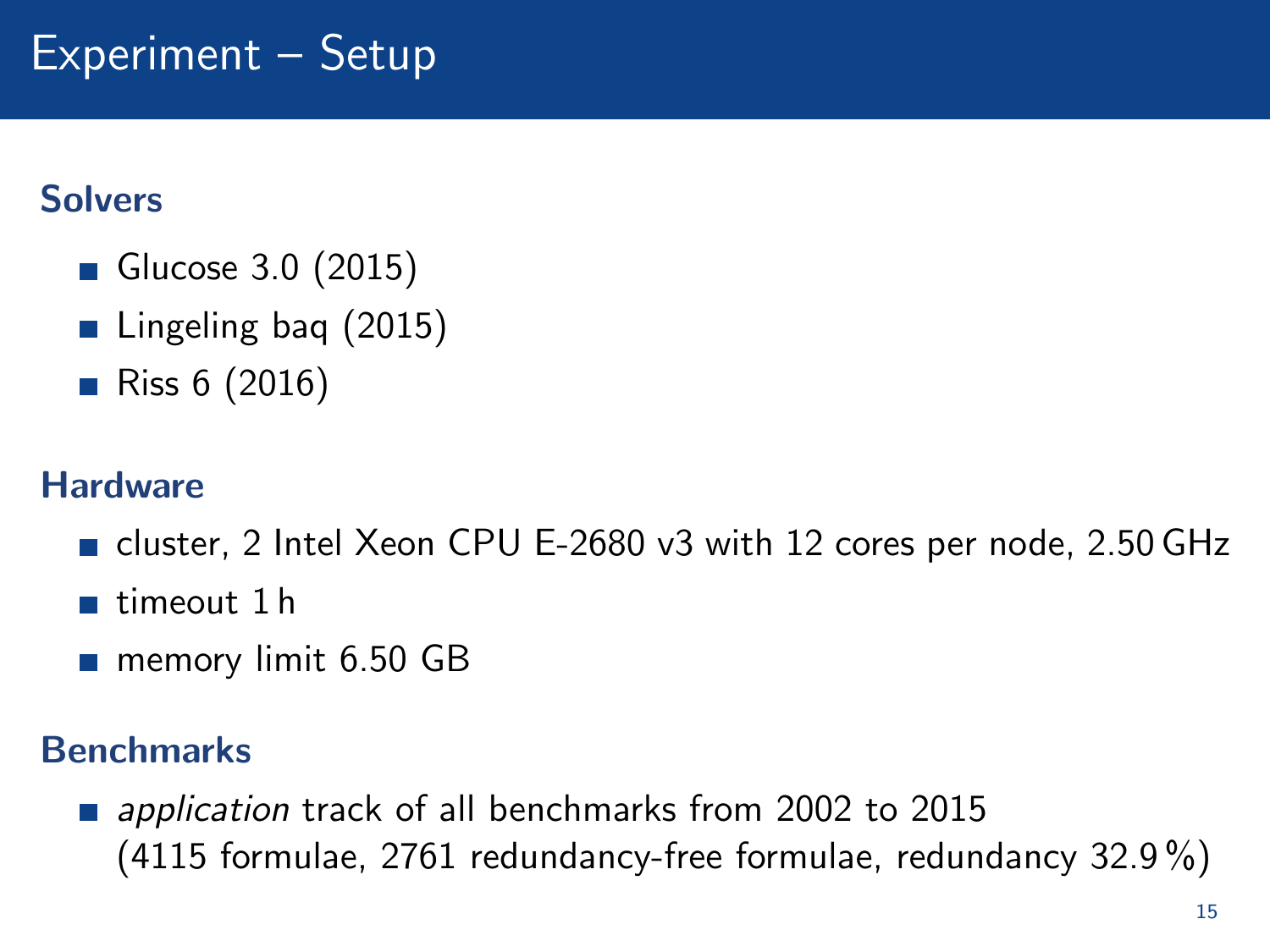# Experiment – Setup

### Solvers

- Glucose 3.0 (2015)
- Lingeling baq (2015)
- Riss 6 (2016)

### Hardware

- cluster, 2 Intel Xeon CPU E-2680 v3 with 12 cores per node, 2.50 GHz
- timeout 1 h
- memory limit 6.50 GB

### Benchmarks

- *application* track of all benchmarks from 2002 to 2015 (4115 formulae, 2761 redundancy-free formulae, redundancy 32.9 %)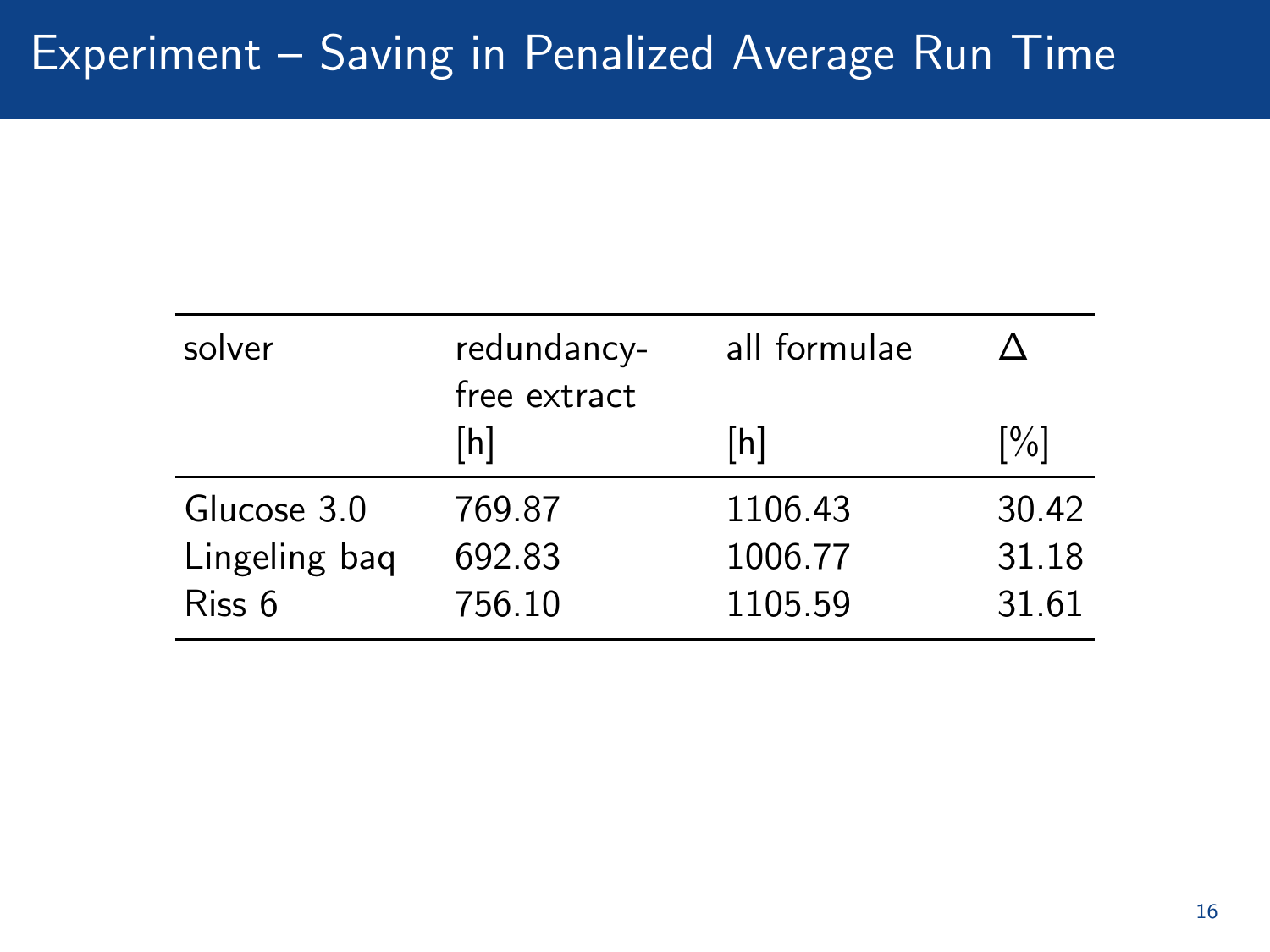# Experiment – Saving in Penalized Average Run Time

| solver | redundancy-free extract [h] | all formulae [h] | Δ [%] |
|---|---|---|---|
| Glucose 3.0 | 769.87 | 1106.43 | 30.42 |
| Lingeling baq | 692.83 | 1006.77 | 31.18 |
| Riss 6 | 756.10 | 1105.59 | 31.61 |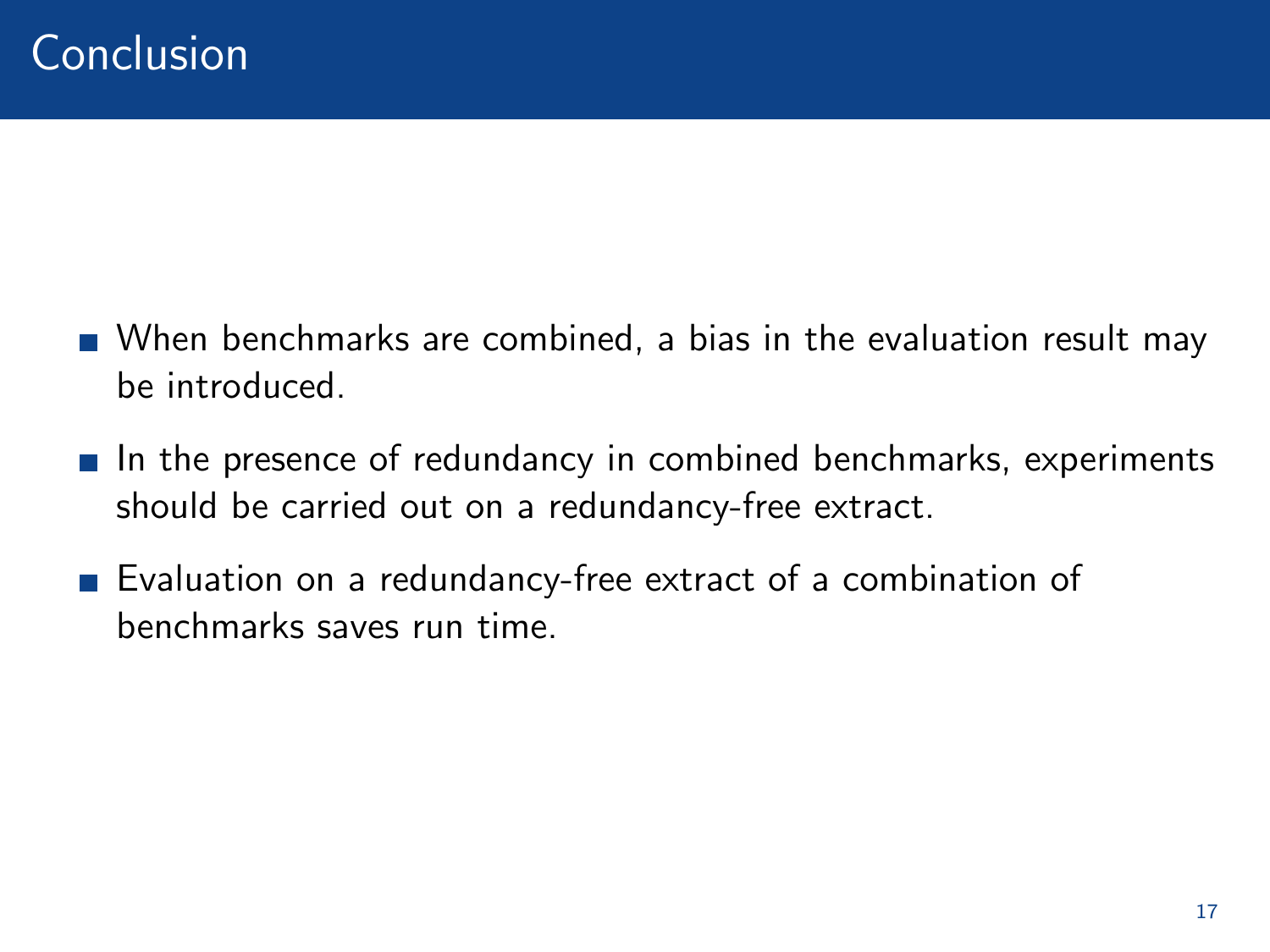# Conclusion

- When benchmarks are combined, a bias in the evaluation result may be introduced.
- In the presence of redundancy in combined benchmarks, experiments should be carried out on a redundancy-free extract.
- Evaluation on a redundancy-free extract of a combination of benchmarks saves run time.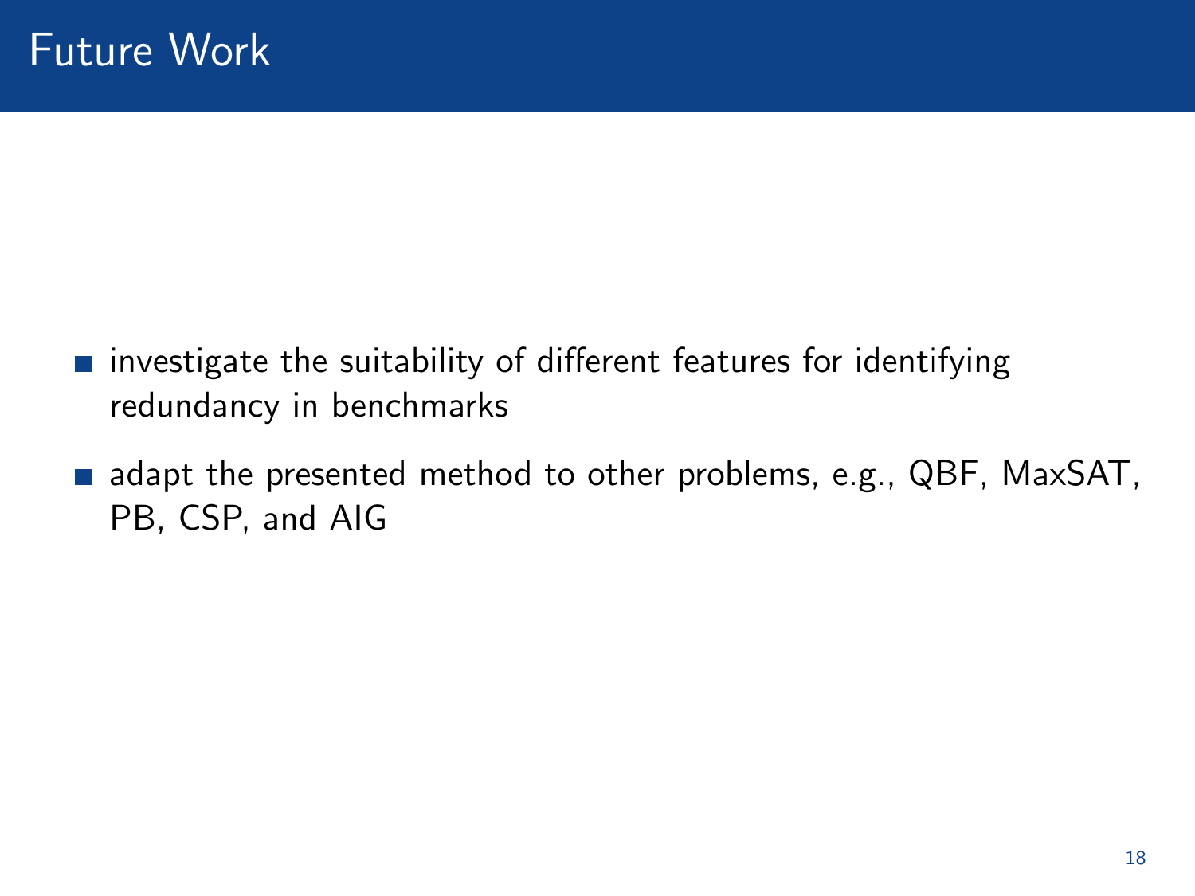# Future Work

- investigate the suitability of different features for identifying redundancy in benchmarks
- adapt the presented method to other problems, e.g., QBF, MaxSAT, PB, CSP, and AIG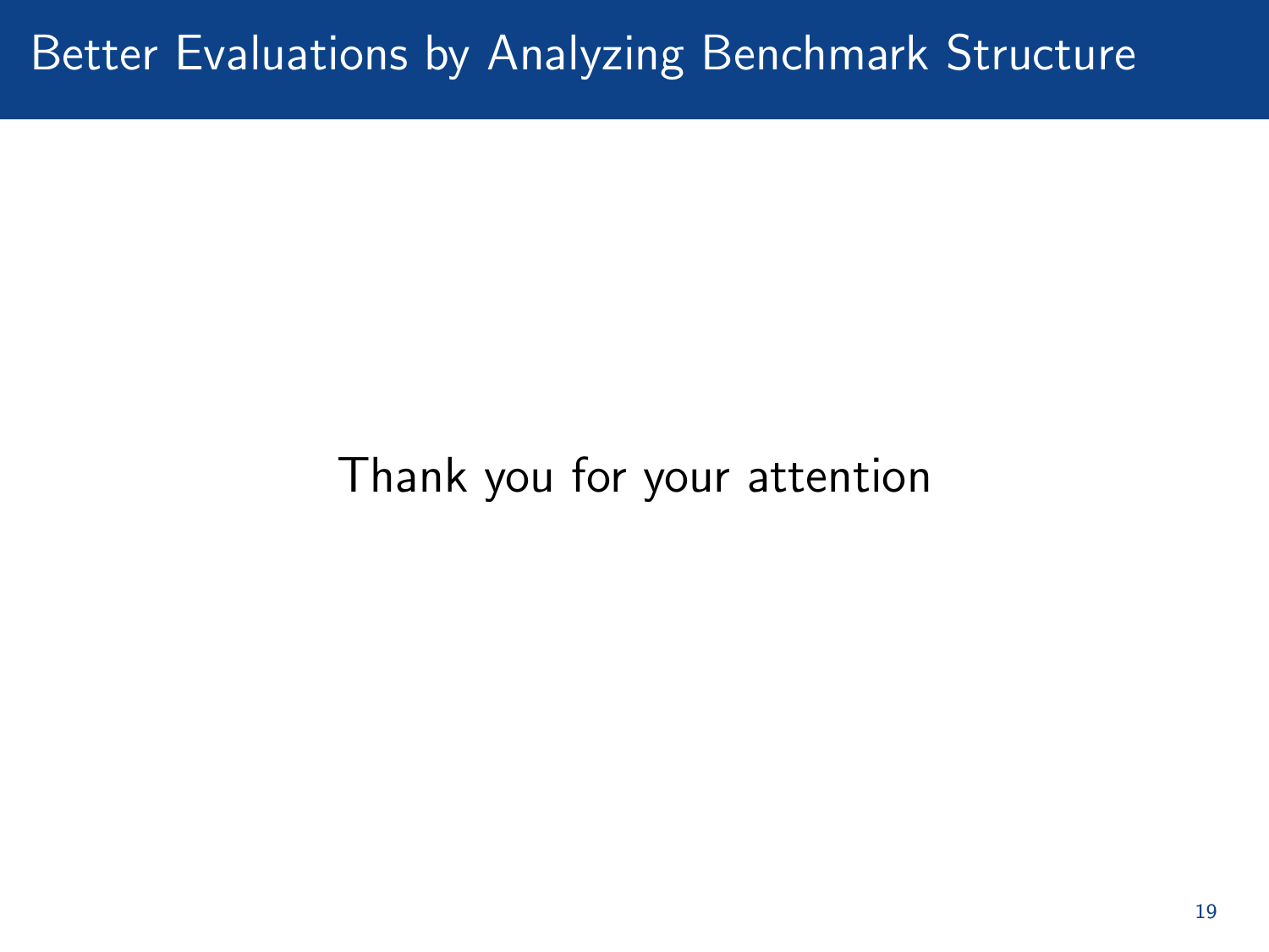# Better Evaluations by Analyzing Benchmark Structure

Thank you for your attention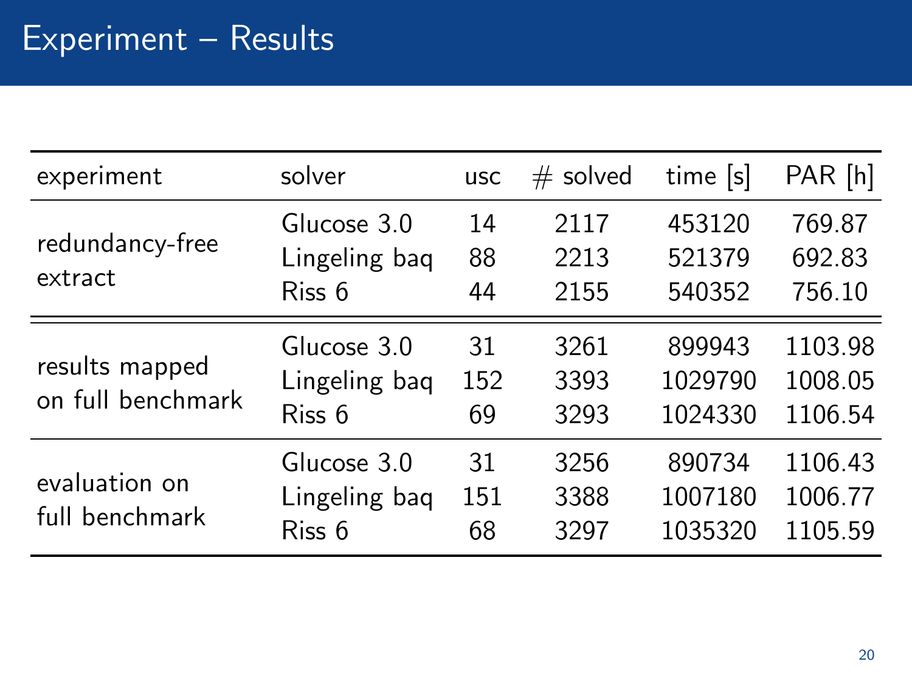# Experiment – Results

| experiment | solver | usc | # solved | time [s] | PAR [h] |
|---|---|---|---|---|---|
| redundancy-free extract | Glucose 3.0 | 14 | 2117 | 453120 | 769.87 |
| | Lingeling baq | 88 | 2213 | 521379 | 692.83 |
| | Riss 6 | 44 | 2155 | 540352 | 756.10 |
| results mapped on full benchmark | Glucose 3.0 | 31 | 3261 | 899943 | 1103.98 |
| | Lingeling baq | 152 | 3393 | 1029790 | 1008.05 |
| | Riss 6 | 69 | 3293 | 1024330 | 1106.54 |
| evaluation on full benchmark | Glucose 3.0 | 31 | 3256 | 890734 | 1106.43 |
| | Lingeling baq | 151 | 3388 | 1007180 | 1006.77 |
| | Riss 6 | 68 | 3297 | 1035320 | 1105.59 |